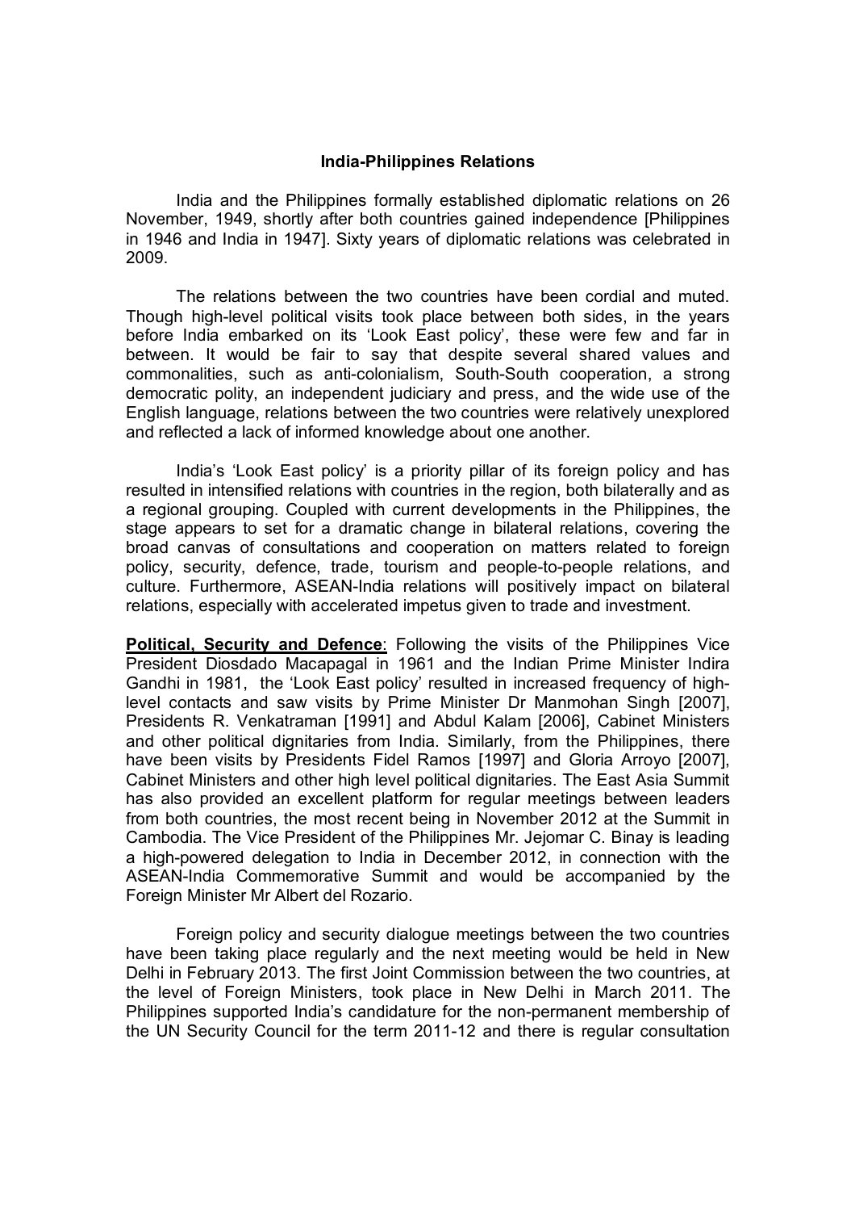# India-Philippines Relations

India and the Philippines formally established diplomatic relations on 26 November, 1949, shortly after both countries gained independence [Philippines in 1946 and India in 1947]. Sixty years of diplomatic relations was celebrated in 2009.

The relations between the two countries have been cordial and muted. Though high-level political visits took place between both sides, in the years before India embarked on its 'Look East policy', these were few and far in between. It would be fair to say that despite several shared values and commonalities, such as anti-colonialism, South-South cooperation, a strong democratic polity, an independent judiciary and press, and the wide use of the English language, relations between the two countries were relatively unexplored and reflected a lack of informed knowledge about one another.

India's 'Look East policy' is a priority pillar of its foreign policy and has resulted in intensified relations with countries in the region, both bilaterally and as a regional grouping. Coupled with current developments in the Philippines, the stage appears to set for a dramatic change in bilateral relations, covering the broad canvas of consultations and cooperation on matters related to foreign policy, security, defence, trade, tourism and people-to-people relations, and culture. Furthermore, ASEAN-India relations will positively impact on bilateral relations, especially with accelerated impetus given to trade and investment.

**Political, Security and Defence**: Following the visits of the Philippines Vice President Diosdado Macapagal in 1961 and the Indian Prime Minister Indira Gandhi in 1981, the 'Look East policy' resulted in increased frequency of high-level contacts and saw visits by Prime Minister Dr Manmohan Singh [2007], Presidents R. Venkatraman [1991] and Abdul Kalam [2006], Cabinet Ministers and other political dignitaries from India. Similarly, from the Philippines, there have been visits by Presidents Fidel Ramos [1997] and Gloria Arroyo [2007], Cabinet Ministers and other high level political dignitaries. The East Asia Summit has also provided an excellent platform for regular meetings between leaders from both countries, the most recent being in November 2012 at the Summit in Cambodia. The Vice President of the Philippines Mr. Jejomar C. Binay is leading a high-powered delegation to India in December 2012, in connection with the ASEAN-India Commemorative Summit and would be accompanied by the Foreign Minister Mr Albert del Rozario.

Foreign policy and security dialogue meetings between the two countries have been taking place regularly and the next meeting would be held in New Delhi in February 2013. The first Joint Commission between the two countries, at the level of Foreign Ministers, took place in New Delhi in March 2011. The Philippines supported India's candidature for the non-permanent membership of the UN Security Council for the term 2011-12 and there is regular consultation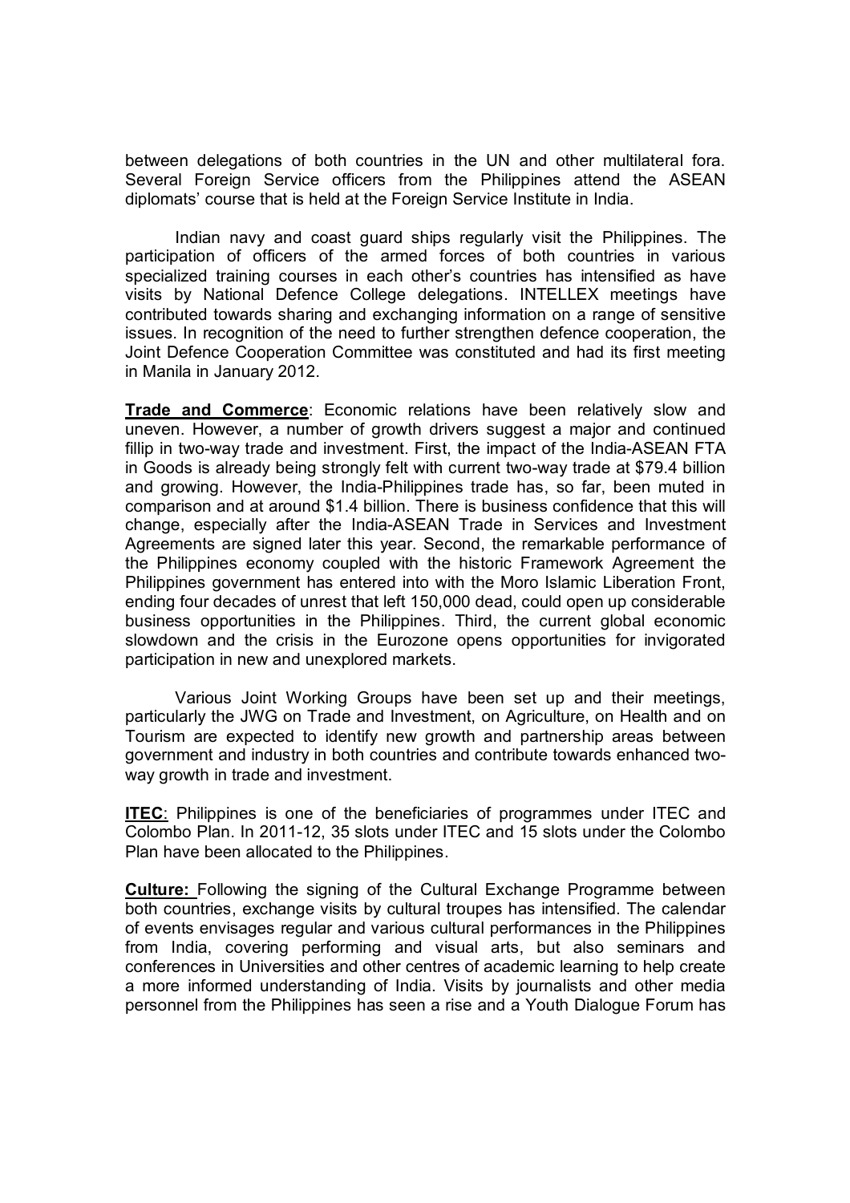between delegations of both countries in the UN and other multilateral fora. Several Foreign Service officers from the Philippines attend the ASEAN diplomats' course that is held at the Foreign Service Institute in India.

Indian navy and coast guard ships regularly visit the Philippines. The participation of officers of the armed forces of both countries in various specialized training courses in each other's countries has intensified as have visits by National Defence College delegations. INTELLEX meetings have contributed towards sharing and exchanging information on a range of sensitive issues. In recognition of the need to further strengthen defence cooperation, the Joint Defence Cooperation Committee was constituted and had its first meeting in Manila in January 2012.

**Trade and Commerce**: Economic relations have been relatively slow and uneven. However, a number of growth drivers suggest a major and continued fillip in two-way trade and investment. First, the impact of the India-ASEAN FTA in Goods is already being strongly felt with current two-way trade at $79.4 billion and growing. However, the India-Philippines trade has, so far, been muted in comparison and at around $1.4 billion. There is business confidence that this will change, especially after the India-ASEAN Trade in Services and Investment Agreements are signed later this year. Second, the remarkable performance of the Philippines economy coupled with the historic Framework Agreement the Philippines government has entered into with the Moro Islamic Liberation Front, ending four decades of unrest that left 150,000 dead, could open up considerable business opportunities in the Philippines. Third, the current global economic slowdown and the crisis in the Eurozone opens opportunities for invigorated participation in new and unexplored markets.

Various Joint Working Groups have been set up and their meetings, particularly the JWG on Trade and Investment, on Agriculture, on Health and on Tourism are expected to identify new growth and partnership areas between government and industry in both countries and contribute towards enhanced two-way growth in trade and investment.

**ITEC**: Philippines is one of the beneficiaries of programmes under ITEC and Colombo Plan. In 2011-12, 35 slots under ITEC and 15 slots under the Colombo Plan have been allocated to the Philippines.

**Culture:** Following the signing of the Cultural Exchange Programme between both countries, exchange visits by cultural troupes has intensified. The calendar of events envisages regular and various cultural performances in the Philippines from India, covering performing and visual arts, but also seminars and conferences in Universities and other centres of academic learning to help create a more informed understanding of India. Visits by journalists and other media personnel from the Philippines has seen a rise and a Youth Dialogue Forum has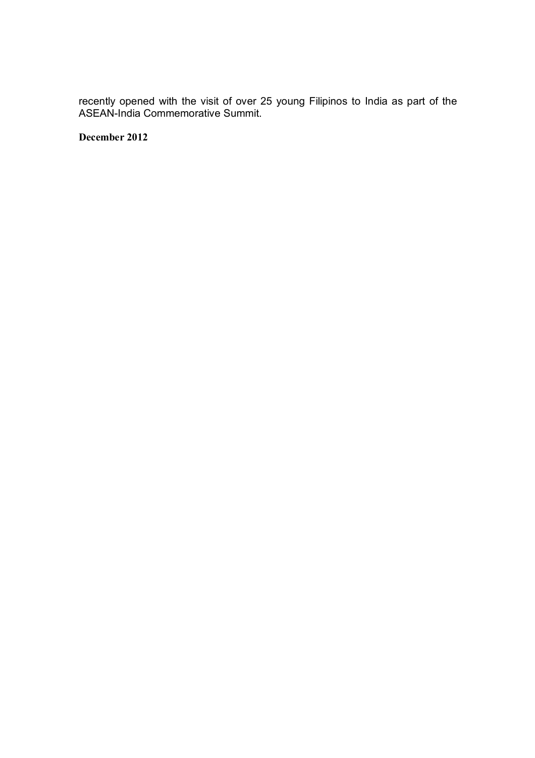recently opened with the visit of over 25 young Filipinos to India as part of the ASEAN-India Commemorative Summit.

**December 2012**